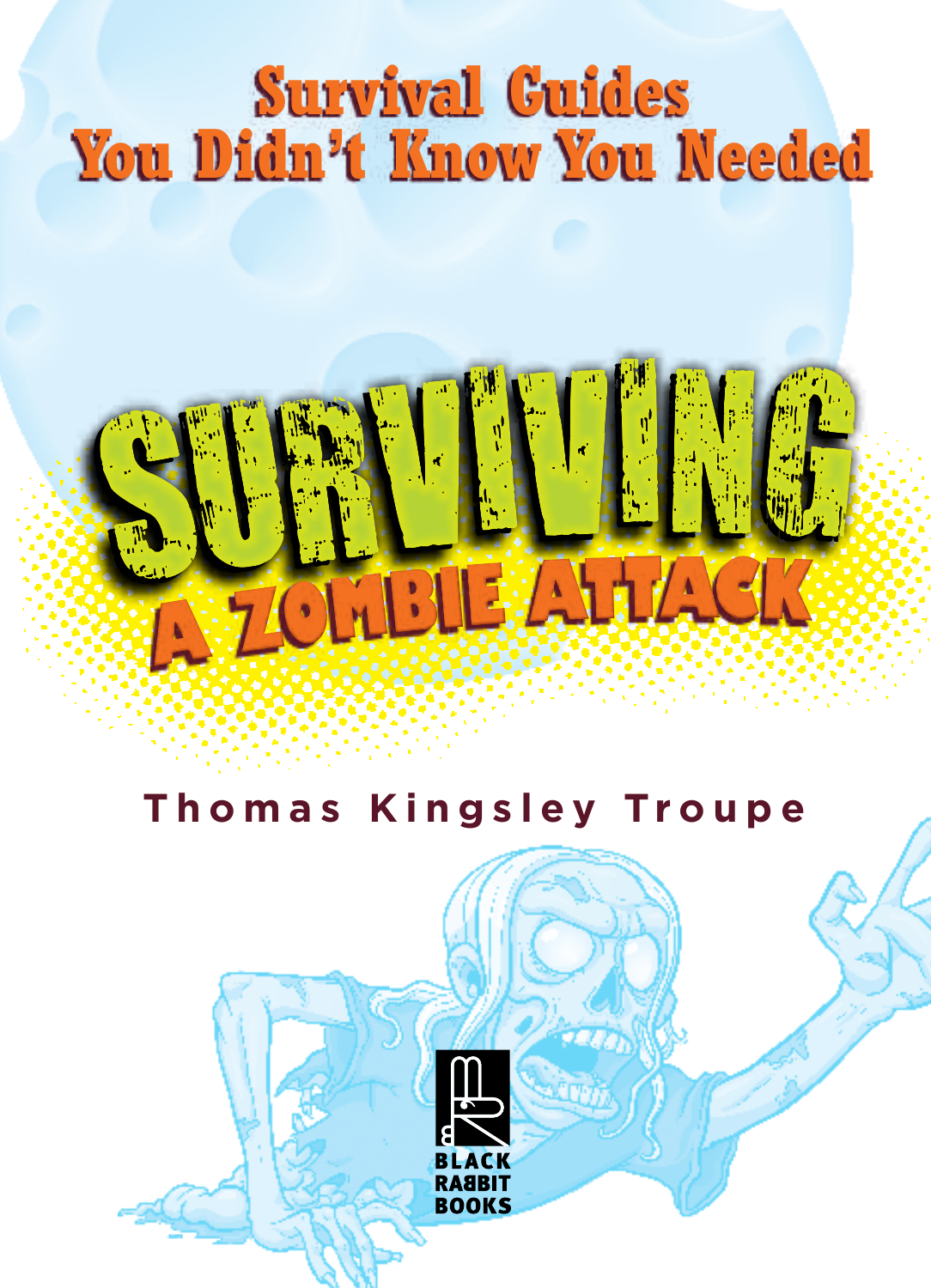Survival Guides You Didn't Know You Needed

# SURVIVING A ZOMBIE ATTACK

Thomas Kingsley Troupe

BLACK RABBIT BOOKS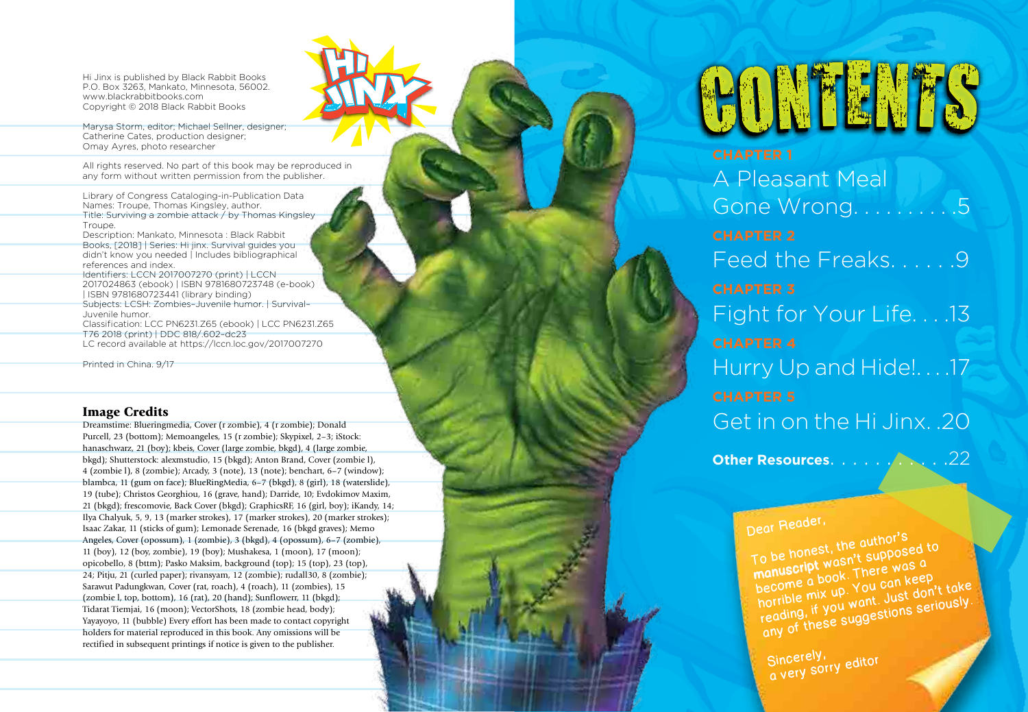Hi Jinx is published by Black Rabbit Books
P.O. Box 3263, Mankato, Minnesota, 56002.
www.blackrabbitbooks.com
Copyright © 2018 Black Rabbit Books

Marysa Storm, editor; Michael Sellner, designer;
Catherine Cates, production designer;
Omay Ayres, photo researcher

All rights reserved. No part of this book may be reproduced in any form without written permission from the publisher.

Library of Congress Cataloging-in-Publication Data
Names: Troupe, Thomas Kingsley, author.
Title: Surviving a zombie attack / by Thomas Kingsley Troupe.
Description: Mankato, Minnesota : Black Rabbit Books, [2018] | Series: Hi jinx. Survival guides you didn't know you needed | Includes bibliographical references and index.
Identifiers: LCCN 2017007270 (print) | LCCN 2017024863 (ebook) | ISBN 9781680723748 (e-book) | ISBN 9781680723441 (library binding)
Subjects: LCSH: Zombies–Juvenile humor. | Survival–Juvenile humor.
Classification: LCC PN6231.Z65 (ebook) | LCC PN6231.Z65 T76 2018 (print) | DDC 818/.602–dc23
LC record available at https://lccn.loc.gov/2017007270

Printed in China. 9/17

## Image Credits

Dreamstime: Blueringmedia, Cover (r zombie), 4 (r zombie); Donald Purcell, 23 (bottom); Memoangeles, 15 (r zombie); Skypixel, 2–3; iStock: hanaschwarz, 21 (boy); kbeis, Cover (large zombie, bkgd), 4 (large zombie, bkgd); Shutterstock: alexmstudio, 15 (bkgd); Anton Brand, Cover (zombie l), 4 (zombie l), 8 (zombie); Arcady, 3 (note), 13 (note); benchart, 6–7 (window); blambca, 11 (gum on face); BlueRingMedia, 6–7 (bkgd), 8 (girl), 18 (waterslide), 19 (tube); Christos Georghiou, 16 (grave, hand); Darride, 10; Evdokimov Maxim, 21 (bkgd); frescomovie, Back Cover (bkgd); GraphicsRF, 16 (girl, boy); iKandy, 14; Ilya Chalyuk, 5, 9, 13 (marker strokes), 17 (marker strokes), 20 (marker strokes); Isaac Zakar, 11 (sticks of gum); Lemonade Serenade, 16 (bkgd graves); Memo Angeles, Cover (opossum), 1 (zombie), 3 (bkgd), 4 (opossum), 6–7 (zombie), 11 (boy), 12 (boy, zombie), 19 (boy); Mushakesa, 1 (moon), 17 (moon); opicobello, 8 (bttm); Pasko Maksim, background (top); 15 (top), 23 (top), 24; Pitju, 21 (curled paper); rivansyam, 12 (zombie); rudall30, 8 (zombie); Sarawut Padungkwan, Cover (rat, roach), 4 (roach), 11 (zombies), 15 (zombie l, top, bottom), 16 (rat), 20 (hand); Sunflowerr, 11 (bkgd); Tidarat Tiemjai, 16 (moon); VectorShots, 18 (zombie head, body); Yayayoyo, 11 (bubble) Every effort has been made to contact copyright holders for material reproduced in this book. Any omissions will be rectified in subsequent printings if notice is given to the publisher.

# CONTENTS

**CHAPTER 1**
A Pleasant Meal Gone Wrong. . . . . . . . . .5

**CHAPTER 2**
Feed the Freaks. . . . . .9

**CHAPTER 3**
Fight for Your Life. . . .13

**CHAPTER 4**
Hurry Up and Hide!. . . .17

**CHAPTER 5**
Get in on the Hi Jinx. .20

**Other Resources**. . . . . . . . . . .22

Dear Reader,

To be honest, the author's **manuscript** wasn't supposed to become a book. There was a horrible mix up. You can keep reading, if you want. Just don't take any of these suggestions seriously.

Sincerely,
a very sorry editor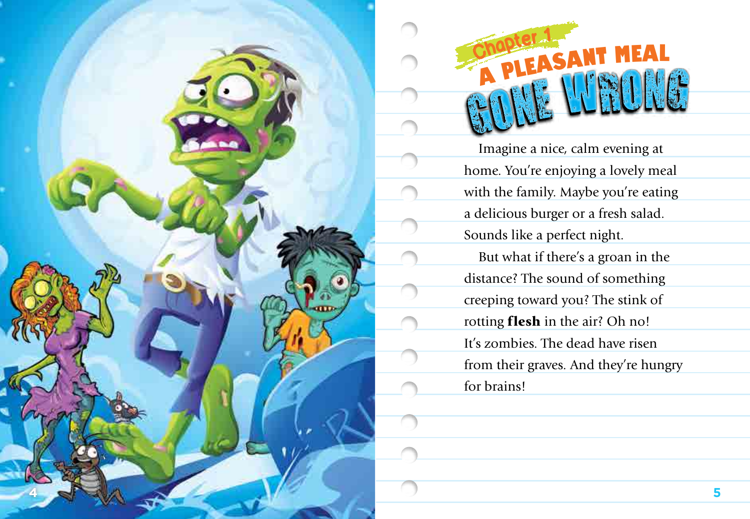# Chapter 1
# A PLEASANT MEAL GONE WRONG

Imagine a nice, calm evening at home. You're enjoying a lovely meal with the family. Maybe you're eating a delicious burger or a fresh salad. Sounds like a perfect night.

But what if there's a groan in the distance? The sound of something creeping toward you? The stink of rotting **flesh** in the air? Oh no! It's zombies. The dead have risen from their graves. And they're hungry for brains!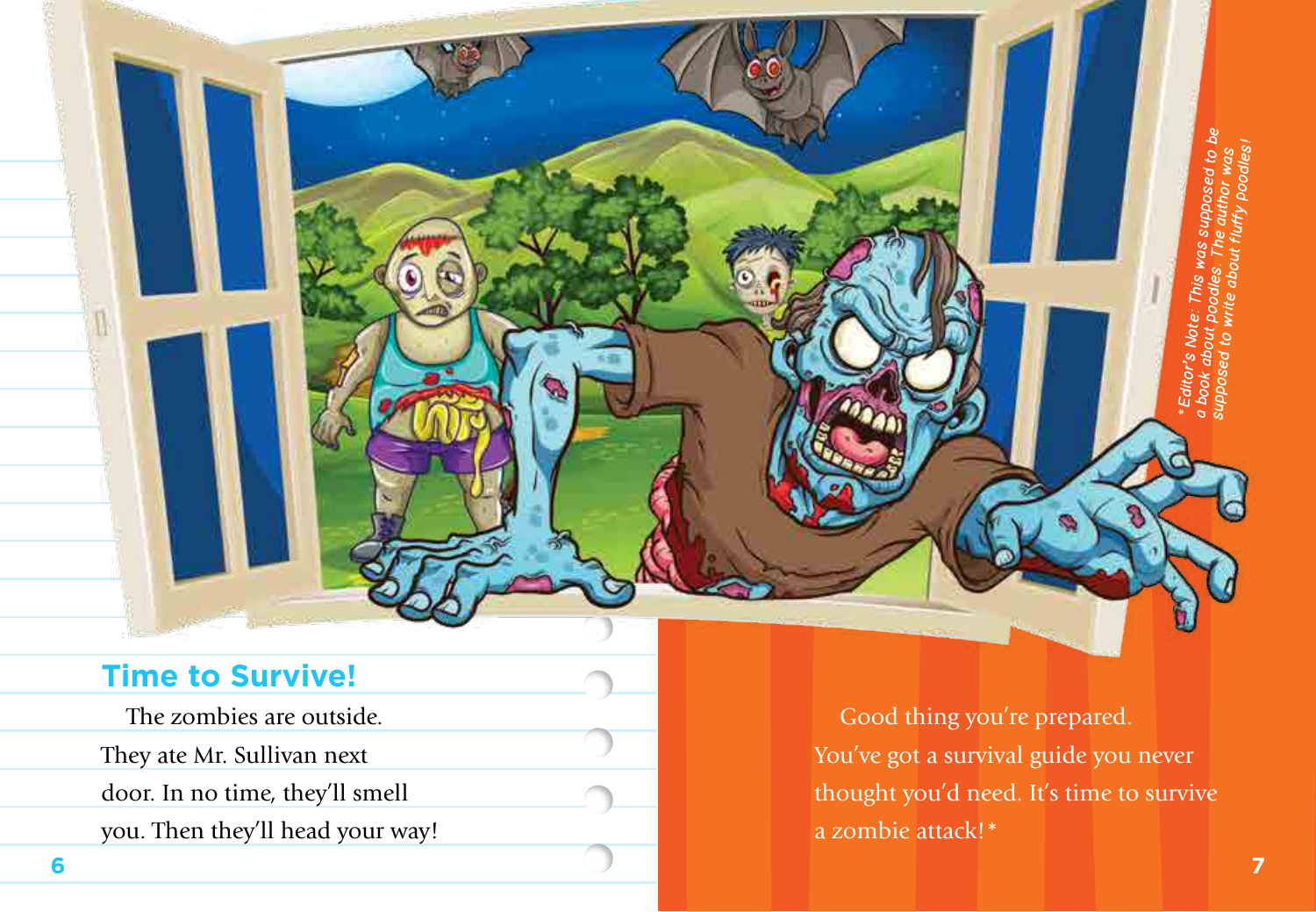## Time to Survive!

The zombies are outside. They ate Mr. Sullivan next door. In no time, they'll smell you. Then they'll head your way!

Good thing you're prepared. You've got a survival guide you never thought you'd need. It's time to survive a zombie attack!*

*Editor's Note: This was supposed to be a book about poodles. The author was supposed to write about fluffy poodles!*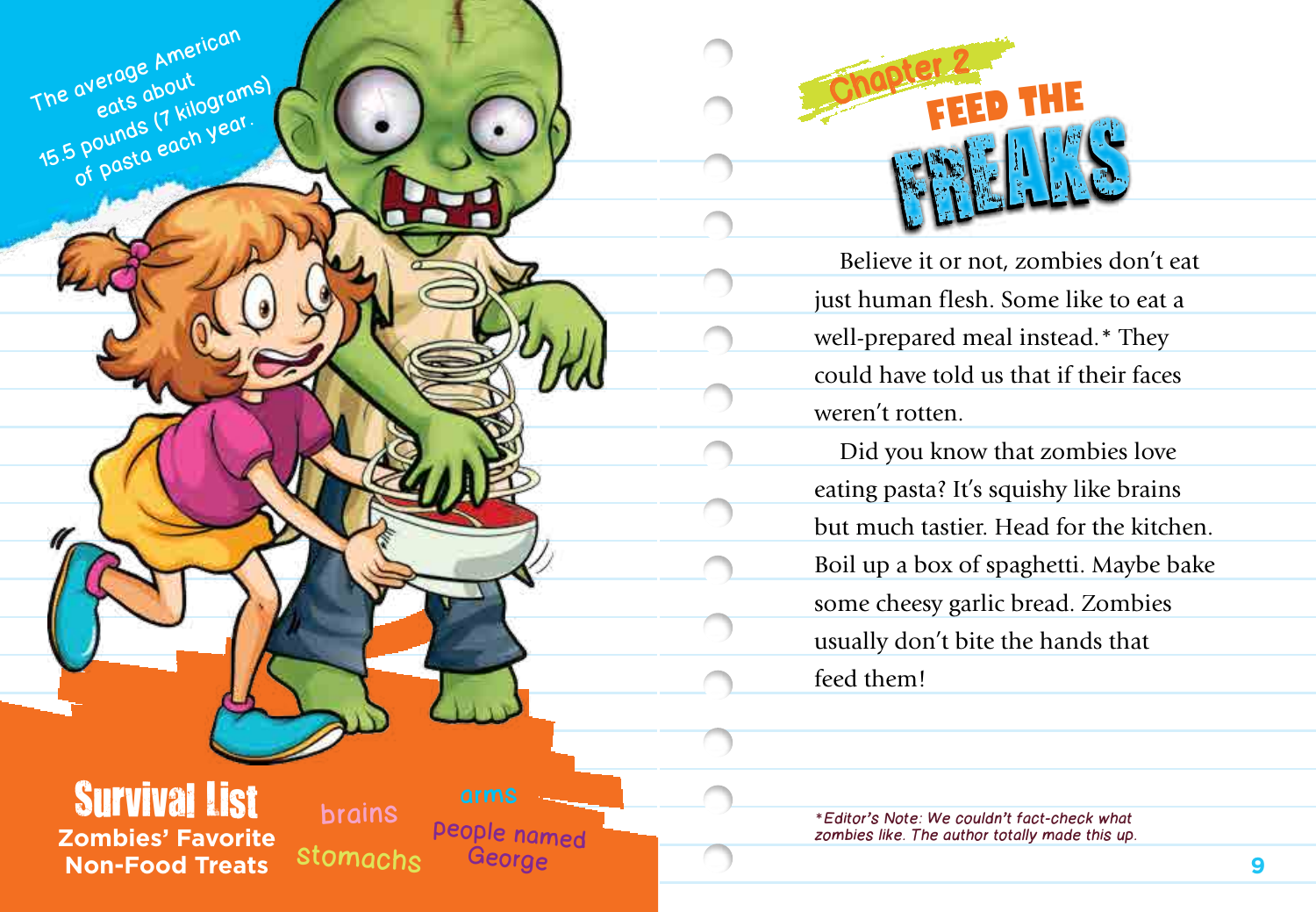The average American eats about 15.5 pounds (7 kilograms) of pasta each year.

**Survival List**
**Zombies' Favorite Non-Food Treats**

- brains
- stomachs
- arms
- people named George

## Chapter 2
# FEED THE FREAKS

Believe it or not, zombies don't eat just human flesh. Some like to eat a well-prepared meal instead.* They could have told us that if their faces weren't rotten.

Did you know that zombies love eating pasta? It's squishy like brains but much tastier. Head for the kitchen. Boil up a box of spaghetti. Maybe bake some cheesy garlic bread. Zombies usually don't bite the hands that feed them!

*\*Editor's Note: We couldn't fact-check what zombies like. The author totally made this up.*